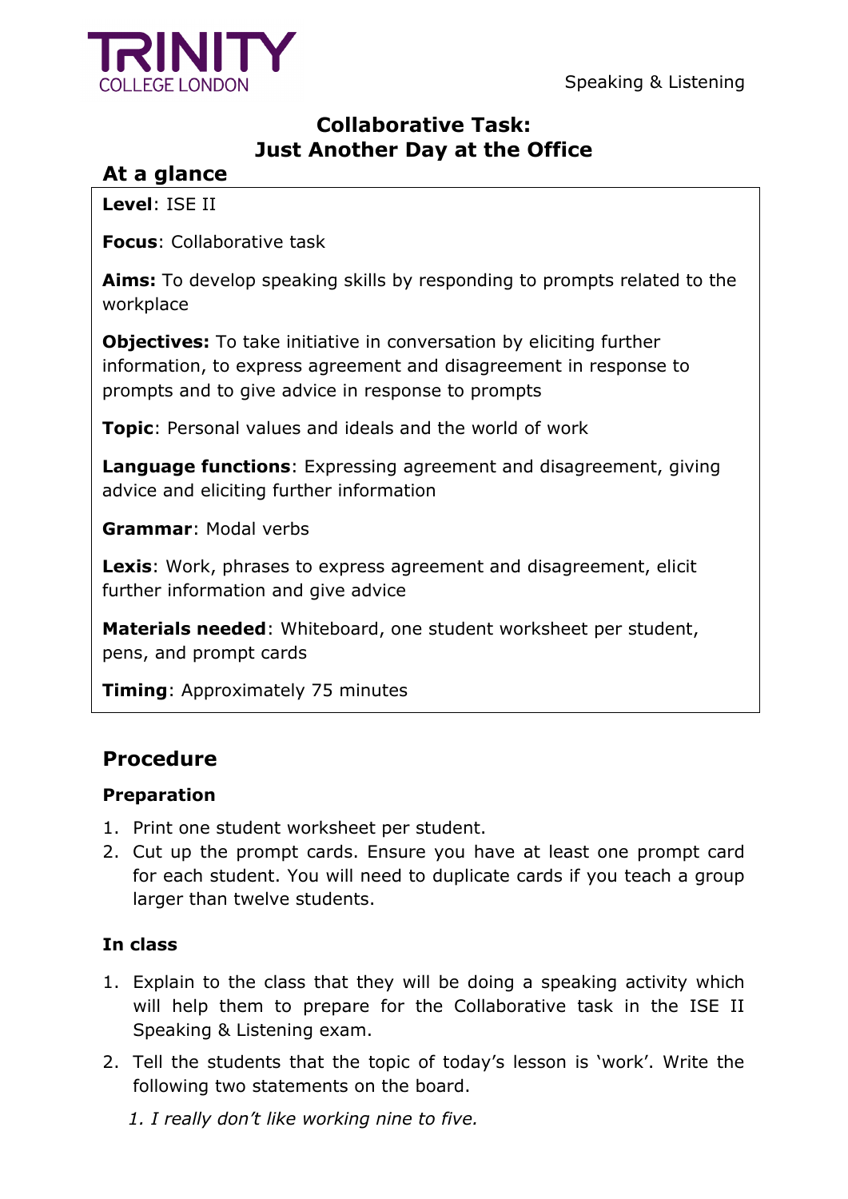TRINITY COLLEGE LONDON

Speaking & Listening

# Collaborative Task: Just Another Day at the Office

## At a glance

**Level**: ISE II

**Focus**: Collaborative task

**Aims:** To develop speaking skills by responding to prompts related to the workplace

**Objectives:** To take initiative in conversation by eliciting further information, to express agreement and disagreement in response to prompts and to give advice in response to prompts

**Topic**: Personal values and ideals and the world of work

**Language functions**: Expressing agreement and disagreement, giving advice and eliciting further information

**Grammar**: Modal verbs

**Lexis**: Work, phrases to express agreement and disagreement, elicit further information and give advice

**Materials needed**: Whiteboard, one student worksheet per student, pens, and prompt cards

**Timing**: Approximately 75 minutes

## Procedure

### Preparation

1. Print one student worksheet per student.
2. Cut up the prompt cards. Ensure you have at least one prompt card for each student. You will need to duplicate cards if you teach a group larger than twelve students.

### In class

1. Explain to the class that they will be doing a speaking activity which will help them to prepare for the Collaborative task in the ISE II Speaking & Listening exam.
2. Tell the students that the topic of today's lesson is 'work'. Write the following two statements on the board.

   1. *I really don't like working nine to five.*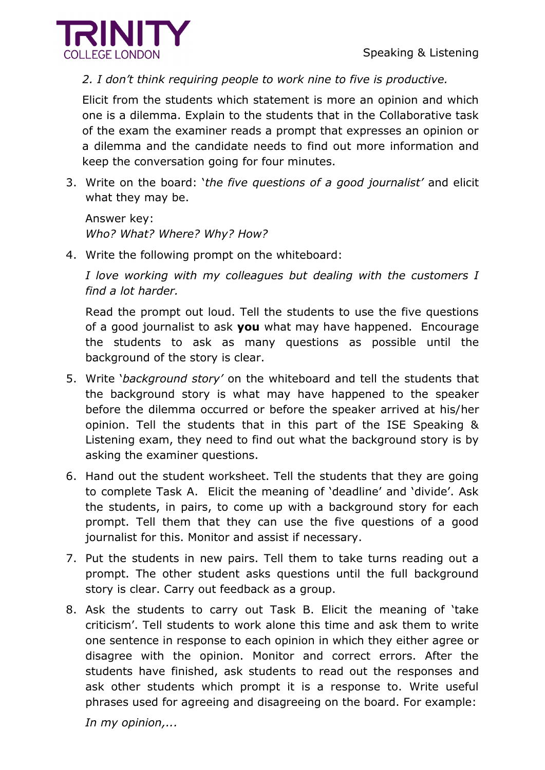*2. I don't think requiring people to work nine to five is productive.*

Elicit from the students which statement is more an opinion and which one is a dilemma. Explain to the students that in the Collaborative task of the exam the examiner reads a prompt that expresses an opinion or a dilemma and the candidate needs to find out more information and keep the conversation going for four minutes.

3. Write on the board: '*the five questions of a good journalist*' and elicit what they may be.

   Answer key:
   *Who? What? Where? Why? How?*

4. Write the following prompt on the whiteboard:

   *I love working with my colleagues but dealing with the customers I find a lot harder.*

   Read the prompt out loud. Tell the students to use the five questions of a good journalist to ask **you** what may have happened. Encourage the students to ask as many questions as possible until the background of the story is clear.

5. Write '*background story*' on the whiteboard and tell the students that the background story is what may have happened to the speaker before the dilemma occurred or before the speaker arrived at his/her opinion. Tell the students that in this part of the ISE Speaking & Listening exam, they need to find out what the background story is by asking the examiner questions.

6. Hand out the student worksheet. Tell the students that they are going to complete Task A. Elicit the meaning of 'deadline' and 'divide'. Ask the students, in pairs, to come up with a background story for each prompt. Tell them that they can use the five questions of a good journalist for this. Monitor and assist if necessary.

7. Put the students in new pairs. Tell them to take turns reading out a prompt. The other student asks questions until the full background story is clear. Carry out feedback as a group.

8. Ask the students to carry out Task B. Elicit the meaning of 'take criticism'. Tell students to work alone this time and ask them to write one sentence in response to each opinion in which they either agree or disagree with the opinion. Monitor and correct errors. After the students have finished, ask students to read out the responses and ask other students which prompt it is a response to. Write useful phrases used for agreeing and disagreeing on the board. For example:

   *In my opinion,...*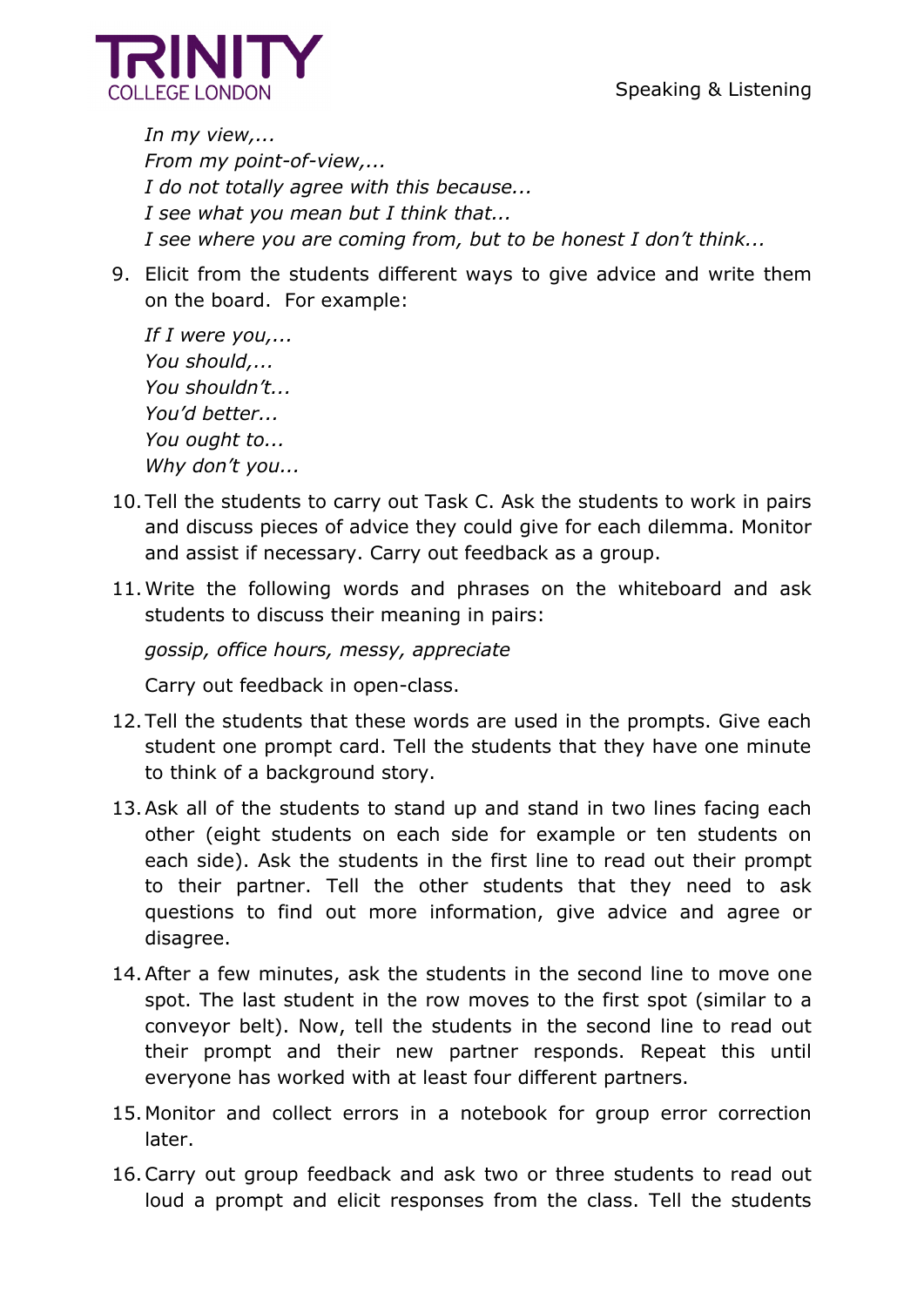*In my view,...*
*From my point-of-view,...*
*I do not totally agree with this because...*
*I see what you mean but I think that...*
*I see where you are coming from, but to be honest I don't think...*

9. Elicit from the students different ways to give advice and write them on the board. For example:

   *If I were you,...*
   *You should,...*
   *You shouldn't...*
   *You'd better...*
   *You ought to...*
   *Why don't you...*

10. Tell the students to carry out Task C. Ask the students to work in pairs and discuss pieces of advice they could give for each dilemma. Monitor and assist if necessary. Carry out feedback as a group.

11. Write the following words and phrases on the whiteboard and ask students to discuss their meaning in pairs:

    *gossip, office hours, messy, appreciate*

    Carry out feedback in open-class.

12. Tell the students that these words are used in the prompts. Give each student one prompt card. Tell the students that they have one minute to think of a background story.

13. Ask all of the students to stand up and stand in two lines facing each other (eight students on each side for example or ten students on each side). Ask the students in the first line to read out their prompt to their partner. Tell the other students that they need to ask questions to find out more information, give advice and agree or disagree.

14. After a few minutes, ask the students in the second line to move one spot. The last student in the row moves to the first spot (similar to a conveyor belt). Now, tell the students in the second line to read out their prompt and their new partner responds. Repeat this until everyone has worked with at least four different partners.

15. Monitor and collect errors in a notebook for group error correction later.

16. Carry out group feedback and ask two or three students to read out loud a prompt and elicit responses from the class. Tell the students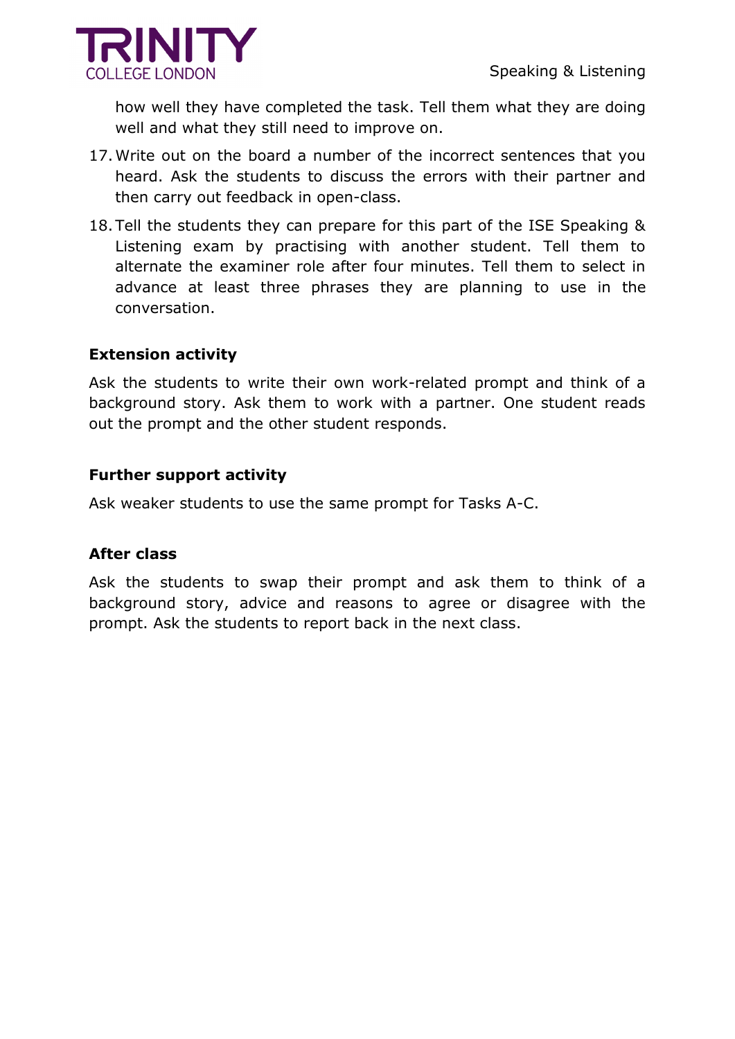how well they have completed the task. Tell them what they are doing well and what they still need to improve on.

17. Write out on the board a number of the incorrect sentences that you heard. Ask the students to discuss the errors with their partner and then carry out feedback in open-class.
18. Tell the students they can prepare for this part of the ISE Speaking & Listening exam by practising with another student. Tell them to alternate the examiner role after four minutes. Tell them to select in advance at least three phrases they are planning to use in the conversation.

### Extension activity

Ask the students to write their own work-related prompt and think of a background story. Ask them to work with a partner. One student reads out the prompt and the other student responds.

### Further support activity

Ask weaker students to use the same prompt for Tasks A-C.

### After class

Ask the students to swap their prompt and ask them to think of a background story, advice and reasons to agree or disagree with the prompt. Ask the students to report back in the next class.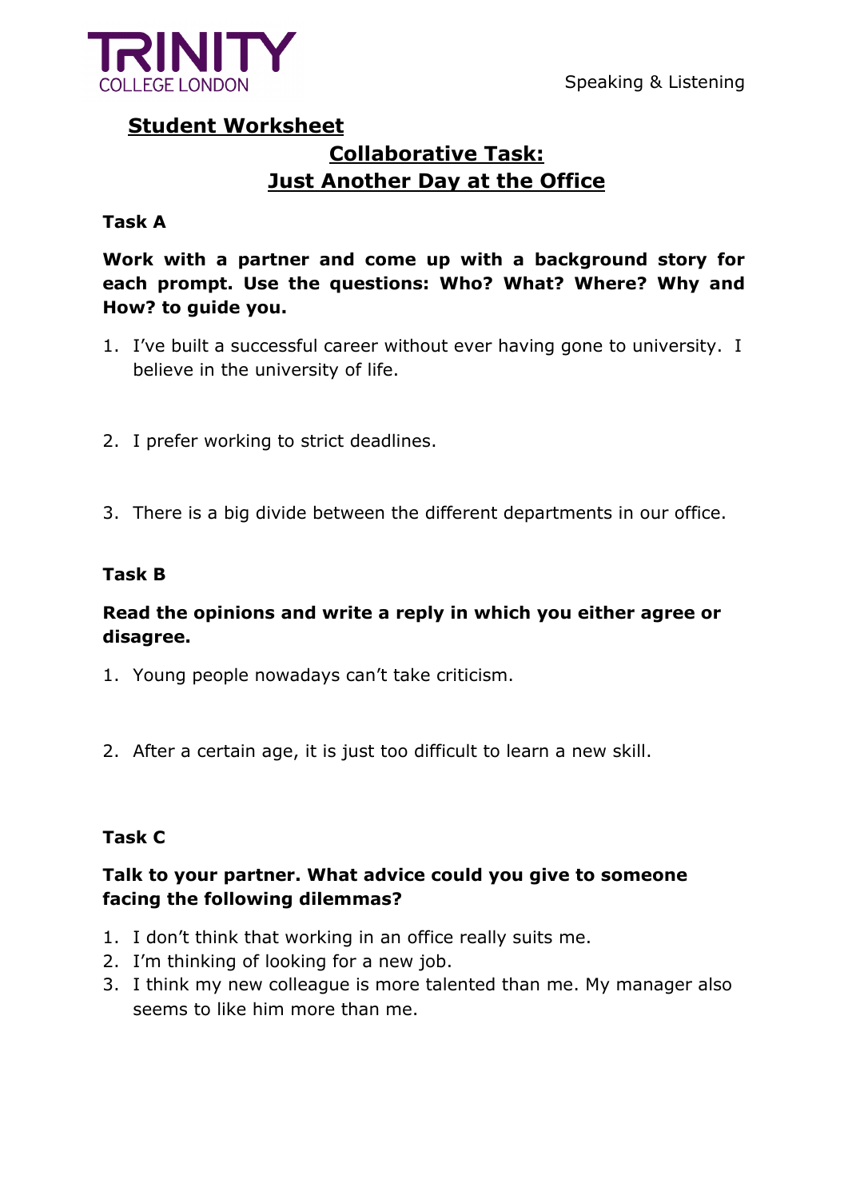## Student Worksheet

## Collaborative Task: Just Another Day at the Office

### Task A

**Work with a partner and come up with a background story for each prompt. Use the questions: Who? What? Where? Why and How? to guide you.**

1. I've built a successful career without ever having gone to university. I believe in the university of life.
2. I prefer working to strict deadlines.
3. There is a big divide between the different departments in our office.

### Task B

**Read the opinions and write a reply in which you either agree or disagree.**

1. Young people nowadays can't take criticism.
2. After a certain age, it is just too difficult to learn a new skill.

### Task C

**Talk to your partner. What advice could you give to someone facing the following dilemmas?**

1. I don't think that working in an office really suits me.
2. I'm thinking of looking for a new job.
3. I think my new colleague is more talented than me. My manager also seems to like him more than me.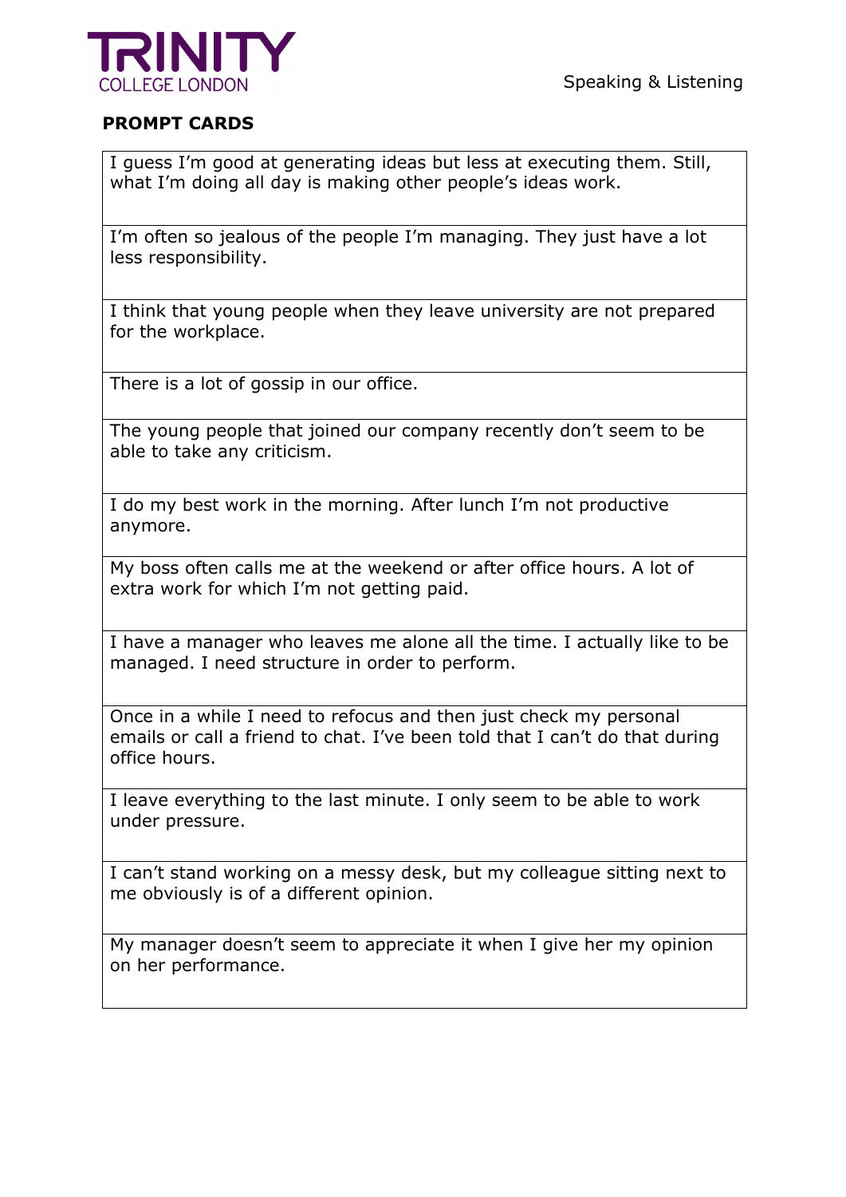## PROMPT CARDS

| |
|---|
| I guess I'm good at generating ideas but less at executing them. Still, what I'm doing all day is making other people's ideas work. |
| I'm often so jealous of the people I'm managing. They just have a lot less responsibility. |
| I think that young people when they leave university are not prepared for the workplace. |
| There is a lot of gossip in our office. |
| The young people that joined our company recently don't seem to be able to take any criticism. |
| I do my best work in the morning. After lunch I'm not productive anymore. |
| My boss often calls me at the weekend or after office hours. A lot of extra work for which I'm not getting paid. |
| I have a manager who leaves me alone all the time. I actually like to be managed. I need structure in order to perform. |
| Once in a while I need to refocus and then just check my personal emails or call a friend to chat. I've been told that I can't do that during office hours. |
| I leave everything to the last minute. I only seem to be able to work under pressure. |
| I can't stand working on a messy desk, but my colleague sitting next to me obviously is of a different opinion. |
| My manager doesn't seem to appreciate it when I give her my opinion on her performance. |